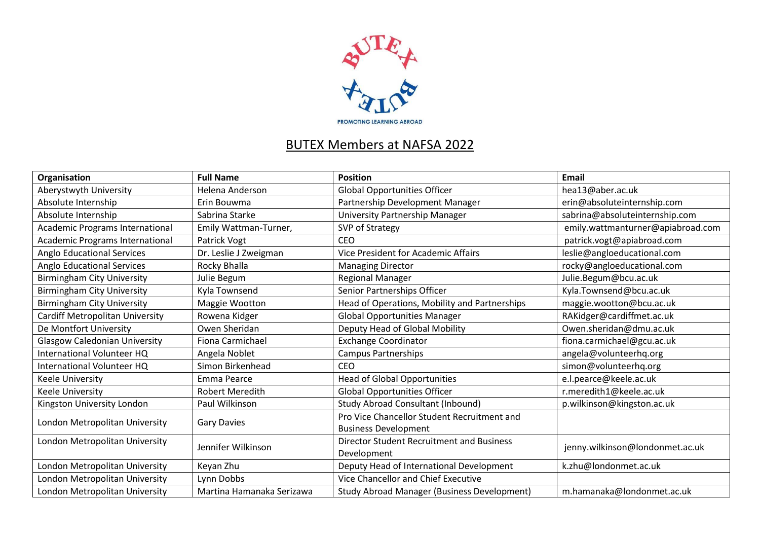BUTEX

PROMOTING LEARNING ABROAD

# BUTEX Members at NAFSA 2022

| Organisation | Full Name | Position | Email |
|---|---|---|---|
| Aberystwyth University | Helena Anderson | Global Opportunities Officer | hea13@aber.ac.uk |
| Absolute Internship | Erin Bouwma | Partnership Development Manager | erin@absoluteinternship.com |
| Absolute Internship | Sabrina Starke | University Partnership Manager | sabrina@absoluteinternship.com |
| Academic Programs International | Emily Wattman-Turner, | SVP of Strategy | emily.wattmanturner@apiabroad.com |
| Academic Programs International | Patrick Vogt | CEO | patrick.vogt@apiabroad.com |
| Anglo Educational Services | Dr. Leslie J Zweigman | Vice President for Academic Affairs | leslie@angloeducational.com |
| Anglo Educational Services | Rocky Bhalla | Managing Director | rocky@angloeducational.com |
| Birmingham City University | Julie Begum | Regional Manager | Julie.Begum@bcu.ac.uk |
| Birmingham City University | Kyla Townsend | Senior Partnerships Officer | Kyla.Townsend@bcu.ac.uk |
| Birmingham City University | Maggie Wootton | Head of Operations, Mobility and Partnerships | maggie.wootton@bcu.ac.uk |
| Cardiff Metropolitan University | Rowena Kidger | Global Opportunities Manager | RAKidger@cardiffmet.ac.uk |
| De Montfort University | Owen Sheridan | Deputy Head of Global Mobility | Owen.sheridan@dmu.ac.uk |
| Glasgow Caledonian University | Fiona Carmichael | Exchange Coordinator | fiona.carmichael@gcu.ac.uk |
| International Volunteer HQ | Angela Noblet | Campus Partnerships | angela@volunteerhq.org |
| International Volunteer HQ | Simon Birkenhead | CEO | simon@volunteerhq.org |
| Keele University | Emma Pearce | Head of Global Opportunities | e.l.pearce@keele.ac.uk |
| Keele University | Robert Meredith | Global Opportunities Officer | r.meredith1@keele.ac.uk |
| Kingston University London | Paul Wilkinson | Study Abroad Consultant (Inbound) | p.wilkinson@kingston.ac.uk |
| London Metropolitan University | Gary Davies | Pro Vice Chancellor Student Recruitment and Business Development | |
| London Metropolitan University | Jennifer Wilkinson | Director Student Recruitment and Business Development | jenny.wilkinson@londonmet.ac.uk |
| London Metropolitan University | Keyan Zhu | Deputy Head of International Development | k.zhu@londonmet.ac.uk |
| London Metropolitan University | Lynn Dobbs | Vice Chancellor and Chief Executive | |
| London Metropolitan University | Martina Hamanaka Serizawa | Study Abroad Manager (Business Development) | m.hamanaka@londonmet.ac.uk |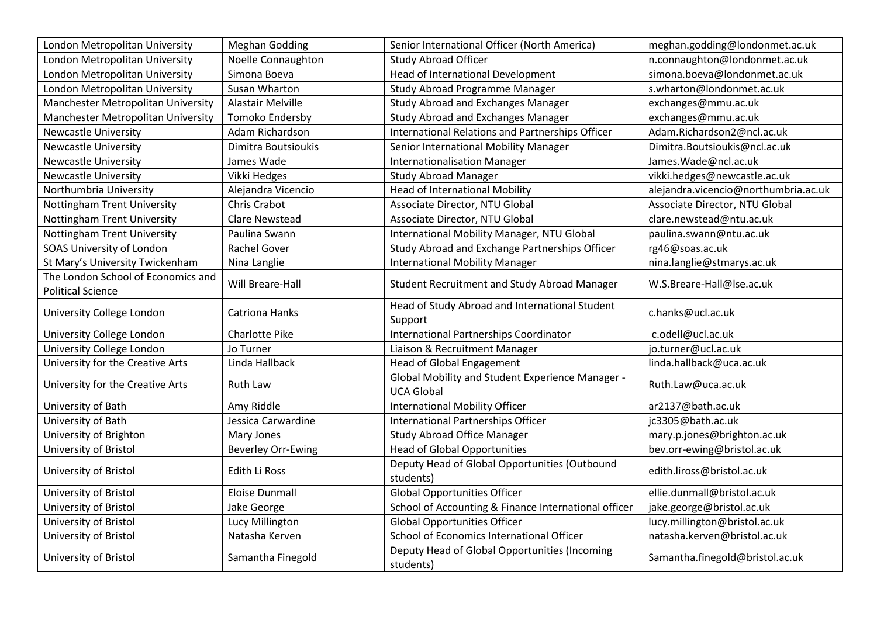| London Metropolitan University | Meghan Godding | Senior International Officer (North America) | meghan.godding@londonmet.ac.uk |
|---|---|---|---|
| London Metropolitan University | Noelle Connaughton | Study Abroad Officer | n.connaughton@londonmet.ac.uk |
| London Metropolitan University | Simona Boeva | Head of International Development | simona.boeva@londonmet.ac.uk |
| London Metropolitan University | Susan Wharton | Study Abroad Programme Manager | s.wharton@londonmet.ac.uk |
| Manchester Metropolitan University | Alastair Melville | Study Abroad and Exchanges Manager | exchanges@mmu.ac.uk |
| Manchester Metropolitan University | Tomoko Endersby | Study Abroad and Exchanges Manager | exchanges@mmu.ac.uk |
| Newcastle University | Adam Richardson | International Relations and Partnerships Officer | Adam.Richardson2@ncl.ac.uk |
| Newcastle University | Dimitra Boutsioukis | Senior International Mobility Manager | Dimitra.Boutsioukis@ncl.ac.uk |
| Newcastle University | James Wade | Internationalisation Manager | James.Wade@ncl.ac.uk |
| Newcastle University | Vikki Hedges | Study Abroad Manager | vikki.hedges@newcastle.ac.uk |
| Northumbria University | Alejandra Vicencio | Head of International Mobility | alejandra.vicencio@northumbria.ac.uk |
| Nottingham Trent University | Chris Crabot | Associate Director, NTU Global | Associate Director, NTU Global |
| Nottingham Trent University | Clare Newstead | Associate Director, NTU Global | clare.newstead@ntu.ac.uk |
| Nottingham Trent University | Paulina Swann | International Mobility Manager, NTU Global | paulina.swann@ntu.ac.uk |
| SOAS University of London | Rachel Gover | Study Abroad and Exchange Partnerships Officer | rg46@soas.ac.uk |
| St Mary's University Twickenham | Nina Langlie | International Mobility Manager | nina.langlie@stmarys.ac.uk |
| The London School of Economics and Political Science | Will Breare-Hall | Student Recruitment and Study Abroad Manager | W.S.Breare-Hall@lse.ac.uk |
| University College London | Catriona Hanks | Head of Study Abroad and International Student Support | c.hanks@ucl.ac.uk |
| University College London | Charlotte Pike | International Partnerships Coordinator | c.odell@ucl.ac.uk |
| University College London | Jo Turner | Liaison & Recruitment Manager | jo.turner@ucl.ac.uk |
| University for the Creative Arts | Linda Hallback | Head of Global Engagement | linda.hallback@uca.ac.uk |
| University for the Creative Arts | Ruth Law | Global Mobility and Student Experience Manager - UCA Global | Ruth.Law@uca.ac.uk |
| University of Bath | Amy Riddle | International Mobility Officer | ar2137@bath.ac.uk |
| University of Bath | Jessica Carwardine | International Partnerships Officer | jc3305@bath.ac.uk |
| University of Brighton | Mary Jones | Study Abroad Office Manager | mary.p.jones@brighton.ac.uk |
| University of Bristol | Beverley Orr-Ewing | Head of Global Opportunities | bev.orr-ewing@bristol.ac.uk |
| University of Bristol | Edith Li Ross | Deputy Head of Global Opportunities (Outbound students) | edith.liross@bristol.ac.uk |
| University of Bristol | Eloise Dunmall | Global Opportunities Officer | ellie.dunmall@bristol.ac.uk |
| University of Bristol | Jake George | School of Accounting & Finance International officer | jake.george@bristol.ac.uk |
| University of Bristol | Lucy Millington | Global Opportunities Officer | lucy.millington@bristol.ac.uk |
| University of Bristol | Natasha Kerven | School of Economics International Officer | natasha.kerven@bristol.ac.uk |
| University of Bristol | Samantha Finegold | Deputy Head of Global Opportunities (Incoming students) | Samantha.finegold@bristol.ac.uk |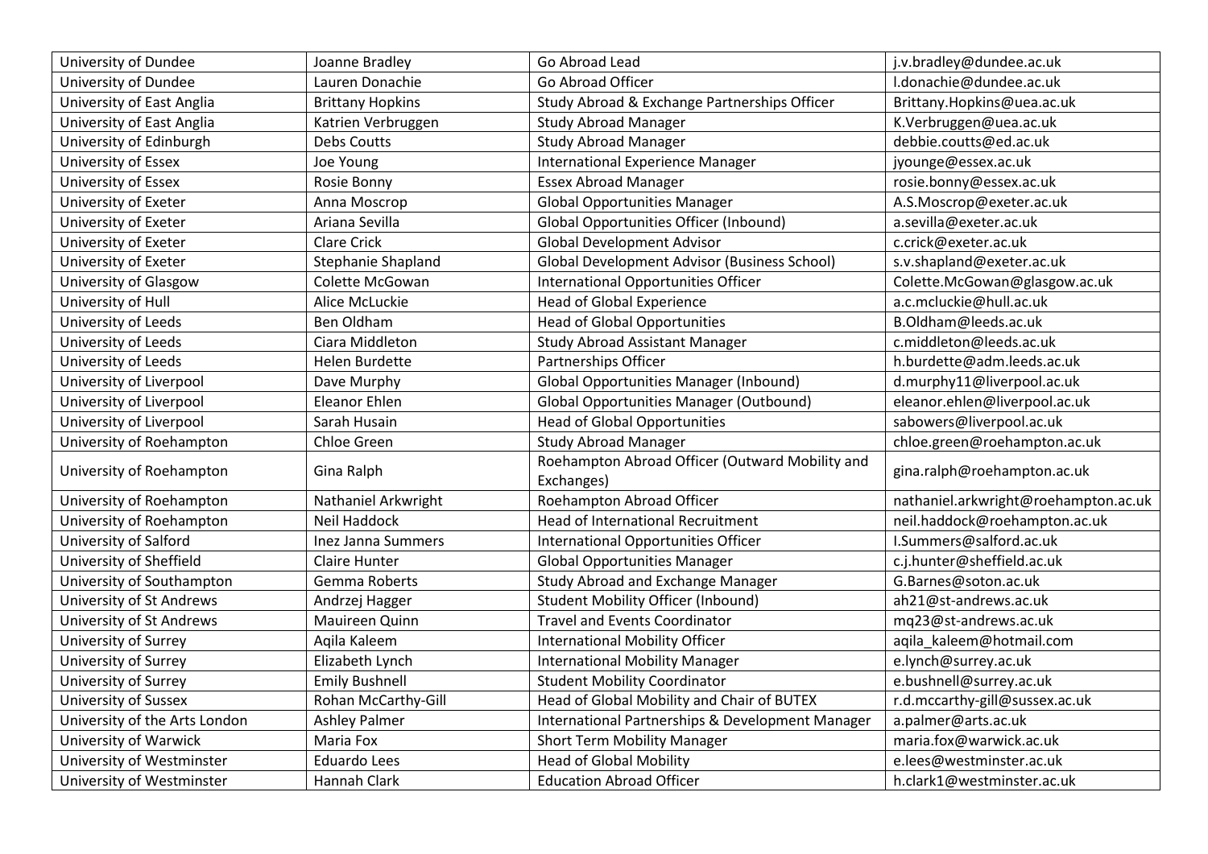| University of Dundee | Joanne Bradley | Go Abroad Lead | j.v.bradley@dundee.ac.uk |
|---|---|---|---|
| University of Dundee | Lauren Donachie | Go Abroad Officer | l.donachie@dundee.ac.uk |
| University of East Anglia | Brittany Hopkins | Study Abroad & Exchange Partnerships Officer | Brittany.Hopkins@uea.ac.uk |
| University of East Anglia | Katrien Verbruggen | Study Abroad Manager | K.Verbruggen@uea.ac.uk |
| University of Edinburgh | Debs Coutts | Study Abroad Manager | debbie.coutts@ed.ac.uk |
| University of Essex | Joe Young | International Experience Manager | jyounge@essex.ac.uk |
| University of Essex | Rosie Bonny | Essex Abroad Manager | rosie.bonny@essex.ac.uk |
| University of Exeter | Anna Moscrop | Global Opportunities Manager | A.S.Moscrop@exeter.ac.uk |
| University of Exeter | Ariana Sevilla | Global Opportunities Officer (Inbound) | a.sevilla@exeter.ac.uk |
| University of Exeter | Clare Crick | Global Development Advisor | c.crick@exeter.ac.uk |
| University of Exeter | Stephanie Shapland | Global Development Advisor (Business School) | s.v.shapland@exeter.ac.uk |
| University of Glasgow | Colette McGowan | International Opportunities Officer | Colette.McGowan@glasgow.ac.uk |
| University of Hull | Alice McLuckie | Head of Global Experience | a.c.mcluckie@hull.ac.uk |
| University of Leeds | Ben Oldham | Head of Global Opportunities | B.Oldham@leeds.ac.uk |
| University of Leeds | Ciara Middleton | Study Abroad Assistant Manager | c.middleton@leeds.ac.uk |
| University of Leeds | Helen Burdette | Partnerships Officer | h.burdette@adm.leeds.ac.uk |
| University of Liverpool | Dave Murphy | Global Opportunities Manager (Inbound) | d.murphy11@liverpool.ac.uk |
| University of Liverpool | Eleanor Ehlen | Global Opportunities Manager (Outbound) | eleanor.ehlen@liverpool.ac.uk |
| University of Liverpool | Sarah Husain | Head of Global Opportunities | sabowers@liverpool.ac.uk |
| University of Roehampton | Chloe Green | Study Abroad Manager | chloe.green@roehampton.ac.uk |
| University of Roehampton | Gina Ralph | Roehampton Abroad Officer (Outward Mobility and Exchanges) | gina.ralph@roehampton.ac.uk |
| University of Roehampton | Nathaniel Arkwright | Roehampton Abroad Officer | nathaniel.arkwright@roehampton.ac.uk |
| University of Roehampton | Neil Haddock | Head of International Recruitment | neil.haddock@roehampton.ac.uk |
| University of Salford | Inez Janna Summers | International Opportunities Officer | I.Summers@salford.ac.uk |
| University of Sheffield | Claire Hunter | Global Opportunities Manager | c.j.hunter@sheffield.ac.uk |
| University of Southampton | Gemma Roberts | Study Abroad and Exchange Manager | G.Barnes@soton.ac.uk |
| University of St Andrews | Andrzej Hagger | Student Mobility Officer (Inbound) | ah21@st-andrews.ac.uk |
| University of St Andrews | Mauireen Quinn | Travel and Events Coordinator | mq23@st-andrews.ac.uk |
| University of Surrey | Aqila Kaleem | International Mobility Officer | aqila_kaleem@hotmail.com |
| University of Surrey | Elizabeth Lynch | International Mobility Manager | e.lynch@surrey.ac.uk |
| University of Surrey | Emily Bushnell | Student Mobility Coordinator | e.bushnell@surrey.ac.uk |
| University of Sussex | Rohan McCarthy-Gill | Head of Global Mobility and Chair of BUTEX | r.d.mccarthy-gill@sussex.ac.uk |
| University of the Arts London | Ashley Palmer | International Partnerships & Development Manager | a.palmer@arts.ac.uk |
| University of Warwick | Maria Fox | Short Term Mobility Manager | maria.fox@warwick.ac.uk |
| University of Westminster | Eduardo Lees | Head of Global Mobility | e.lees@westminster.ac.uk |
| University of Westminster | Hannah Clark | Education Abroad Officer | h.clark1@westminster.ac.uk |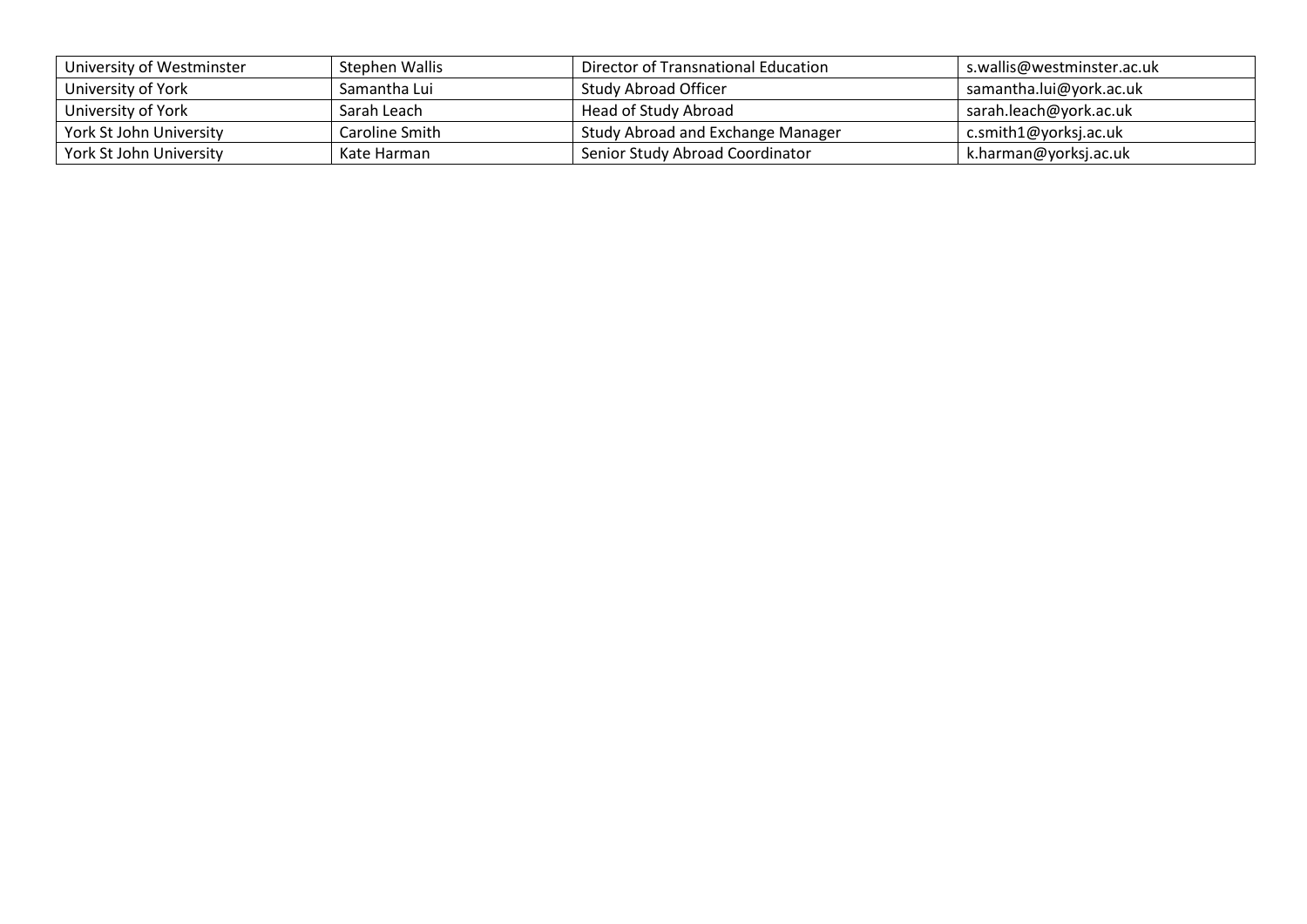| | | | |
|---|---|---|---|
| University of Westminster | Stephen Wallis | Director of Transnational Education | s.wallis@westminster.ac.uk |
| University of York | Samantha Lui | Study Abroad Officer | samantha.lui@york.ac.uk |
| University of York | Sarah Leach | Head of Study Abroad | sarah.leach@york.ac.uk |
| York St John University | Caroline Smith | Study Abroad and Exchange Manager | c.smith1@yorksj.ac.uk |
| York St John University | Kate Harman | Senior Study Abroad Coordinator | k.harman@yorksj.ac.uk |